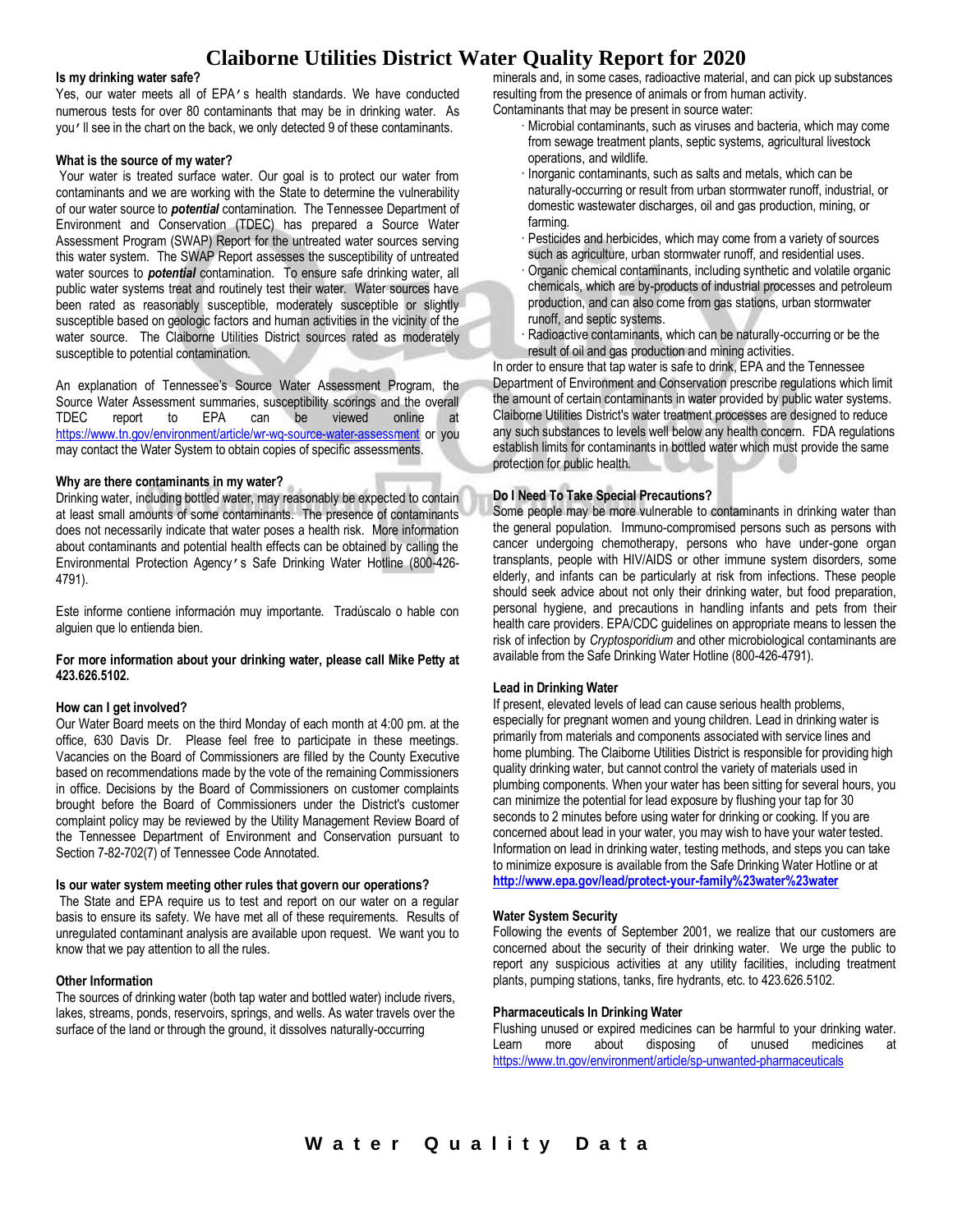# Claiborne Utilities District Water Quality Report for 2020

**Is my drinking water safe?**

Yes, our water meets all of EPA's health standards. We have conducted numerous tests for over 80 contaminants that may be in drinking water. As you'll see in the chart on the back, we only detected 9 of these contaminants.

**What is the source of my water?**

Your water is treated surface water. Our goal is to protect our water from contaminants and we are working with the State to determine the vulnerability of our water source to ***potential*** contamination. The Tennessee Department of Environment and Conservation (TDEC) has prepared a Source Water Assessment Program (SWAP) Report for the untreated water sources serving this water system. The SWAP Report assesses the susceptibility of untreated water sources to ***potential*** contamination. To ensure safe drinking water, all public water systems treat and routinely test their water. Water sources have been rated as reasonably susceptible, moderately susceptible or slightly susceptible based on geologic factors and human activities in the vicinity of the water source. The Claiborne Utilities District sources rated as moderately susceptible to potential contamination.

An explanation of Tennessee's Source Water Assessment Program, the Source Water Assessment summaries, susceptibility scorings and the overall TDEC report to EPA can be viewed online at https://www.tn.gov/environment/article/wr-wq-source-water-assessment or you may contact the Water System to obtain copies of specific assessments.

**Why are there contaminants in my water?**

Drinking water, including bottled water, may reasonably be expected to contain at least small amounts of some contaminants. The presence of contaminants does not necessarily indicate that water poses a health risk. More information about contaminants and potential health effects can be obtained by calling the Environmental Protection Agency's Safe Drinking Water Hotline (800-426-4791).

Este informe contiene información muy importante. Tradúscalo o hable con alguien que lo entienda bien.

**For more information about your drinking water, please call Mike Petty at 423.626.5102.**

**How can I get involved?**

Our Water Board meets on the third Monday of each month at 4:00 pm. at the office, 630 Davis Dr. Please feel free to participate in these meetings. Vacancies on the Board of Commissioners are filled by the County Executive based on recommendations made by the vote of the remaining Commissioners in office. Decisions by the Board of Commissioners on customer complaints brought before the Board of Commissioners under the District's customer complaint policy may be reviewed by the Utility Management Review Board of the Tennessee Department of Environment and Conservation pursuant to Section 7-82-702(7) of Tennessee Code Annotated.

**Is our water system meeting other rules that govern our operations?**

The State and EPA require us to test and report on our water on a regular basis to ensure its safety. We have met all of these requirements. Results of unregulated contaminant analysis are available upon request. We want you to know that we pay attention to all the rules.

**Other Information**

The sources of drinking water (both tap water and bottled water) include rivers, lakes, streams, ponds, reservoirs, springs, and wells. As water travels over the surface of the land or through the ground, it dissolves naturally-occurring minerals and, in some cases, radioactive material, and can pick up substances resulting from the presence of animals or from human activity.

Contaminants that may be present in source water:

- Microbial contaminants, such as viruses and bacteria, which may come from sewage treatment plants, septic systems, agricultural livestock operations, and wildlife.
- Inorganic contaminants, such as salts and metals, which can be naturally-occurring or result from urban stormwater runoff, industrial, or domestic wastewater discharges, oil and gas production, mining, or farming.
- Pesticides and herbicides, which may come from a variety of sources such as agriculture, urban stormwater runoff, and residential uses.
- Organic chemical contaminants, including synthetic and volatile organic chemicals, which are by-products of industrial processes and petroleum production, and can also come from gas stations, urban stormwater runoff, and septic systems.
- Radioactive contaminants, which can be naturally-occurring or be the result of oil and gas production and mining activities.

In order to ensure that tap water is safe to drink, EPA and the Tennessee Department of Environment and Conservation prescribe regulations which limit the amount of certain contaminants in water provided by public water systems. Claiborne Utilities District's water treatment processes are designed to reduce any such substances to levels well below any health concern. FDA regulations establish limits for contaminants in bottled water which must provide the same protection for public health.

**Do I Need To Take Special Precautions?**

Some people may be more vulnerable to contaminants in drinking water than the general population. Immuno-compromised persons such as persons with cancer undergoing chemotherapy, persons who have under-gone organ transplants, people with HIV/AIDS or other immune system disorders, some elderly, and infants can be particularly at risk from infections. These people should seek advice about not only their drinking water, but food preparation, personal hygiene, and precautions in handling infants and pets from their health care providers. EPA/CDC guidelines on appropriate means to lessen the risk of infection by *Cryptosporidium* and other microbiological contaminants are available from the Safe Drinking Water Hotline (800-426-4791).

**Lead in Drinking Water**

If present, elevated levels of lead can cause serious health problems, especially for pregnant women and young children. Lead in drinking water is primarily from materials and components associated with service lines and home plumbing. The Claiborne Utilities District is responsible for providing high quality drinking water, but cannot control the variety of materials used in plumbing components. When your water has been sitting for several hours, you can minimize the potential for lead exposure by flushing your tap for 30 seconds to 2 minutes before using water for drinking or cooking. If you are concerned about lead in your water, you may wish to have your water tested. Information on lead in drinking water, testing methods, and steps you can take to minimize exposure is available from the Safe Drinking Water Hotline or at **http://www.epa.gov/lead/protect-your-family%23water%23water**

**Water System Security**

Following the events of September 2001, we realize that our customers are concerned about the security of their drinking water. We urge the public to report any suspicious activities at any utility facilities, including treatment plants, pumping stations, tanks, fire hydrants, etc. to 423.626.5102.

**Pharmaceuticals In Drinking Water**

Flushing unused or expired medicines can be harmful to your drinking water. Learn more about disposing of unused medicines at https://www.tn.gov/environment/article/sp-unwanted-pharmaceuticals

## Water Quality Data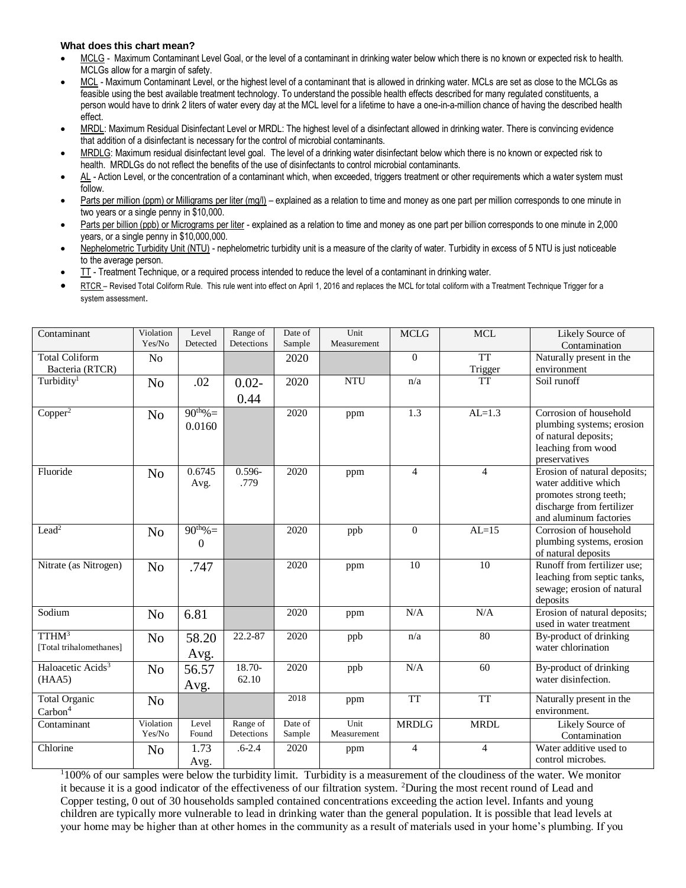**What does this chart mean?**

- MCLG - Maximum Contaminant Level Goal, or the level of a contaminant in drinking water below which there is no known or expected risk to health. MCLGs allow for a margin of safety.
- MCL - Maximum Contaminant Level, or the highest level of a contaminant that is allowed in drinking water. MCLs are set as close to the MCLGs as feasible using the best available treatment technology. To understand the possible health effects described for many regulated constituents, a person would have to drink 2 liters of water every day at the MCL level for a lifetime to have a one-in-a-million chance of having the described health effect.
- MRDL: Maximum Residual Disinfectant Level or MRDL: The highest level of a disinfectant allowed in drinking water. There is convincing evidence that addition of a disinfectant is necessary for the control of microbial contaminants.
- MRDLG: Maximum residual disinfectant level goal. The level of a drinking water disinfectant below which there is no known or expected risk to health. MRDLGs do not reflect the benefits of the use of disinfectants to control microbial contaminants.
- AL - Action Level, or the concentration of a contaminant which, when exceeded, triggers treatment or other requirements which a water system must follow.
- Parts per million (ppm) or Milligrams per liter (mg/l) – explained as a relation to time and money as one part per million corresponds to one minute in two years or a single penny in $10,000.
- Parts per billion (ppb) or Micrograms per liter - explained as a relation to time and money as one part per billion corresponds to one minute in 2,000 years, or a single penny in $10,000,000.
- Nephelometric Turbidity Unit (NTU) - nephelometric turbidity unit is a measure of the clarity of water. Turbidity in excess of 5 NTU is just noticeable to the average person.
- TT - Treatment Technique, or a required process intended to reduce the level of a contaminant in drinking water.
- RTCR – Revised Total Coliform Rule. This rule went into effect on April 1, 2016 and replaces the MCL for total coliform with a Treatment Technique Trigger for a system assessment.

| Contaminant | Violation Yes/No | Level Detected | Range of Detections | Date of Sample | Unit Measurement | MCLG | MCL | Likely Source of Contamination |
|---|---|---|---|---|---|---|---|---|
| Total Coliform Bacteria (RTCR) | No | | | 2020 | | 0 | TT Trigger | Naturally present in the environment |
| Turbidity[1] | No | .02 | 0.02-0.44 | 2020 | NTU | n/a | TT | Soil runoff |
| Copper[2] | No | 90th%= 0.0160 | | 2020 | ppm | 1.3 | AL=1.3 | Corrosion of household plumbing systems; erosion of natural deposits; leaching from wood preservatives |
| Fluoride | No | 0.6745 Avg. | 0.596-.779 | 2020 | ppm | 4 | 4 | Erosion of natural deposits; water additive which promotes strong teeth; discharge from fertilizer and aluminum factories |
| Lead[2] | No | 90th%= 0 | | 2020 | ppb | 0 | AL=15 | Corrosion of household plumbing systems, erosion of natural deposits |
| Nitrate (as Nitrogen) | No | .747 | | 2020 | ppm | 10 | 10 | Runoff from fertilizer use; leaching from septic tanks, sewage; erosion of natural deposits |
| Sodium | No | 6.81 | | 2020 | ppm | N/A | N/A | Erosion of natural deposits; used in water treatment |
| TTHM[3] [Total trihalomethanes] | No | 58.20 Avg. | 22.2-87 | 2020 | ppb | n/a | 80 | By-product of drinking water chlorination |
| Haloacetic Acids[3] (HAA5) | No | 56.57 Avg. | 18.70-62.10 | 2020 | ppb | N/A | 60 | By-product of drinking water disinfection. |
| Total Organic Carbon[4] | No | | | 2018 | ppm | TT | TT | Naturally present in the environment. |
| **Contaminant** | **Violation Yes/No** | **Level Found** | **Range of Detections** | **Date of Sample** | **Unit Measurement** | **MRDLG** | **MRDL** | **Likely Source of Contamination** |
| Chlorine | No | 1.73 Avg. | .6-2.4 | 2020 | ppm | 4 | 4 | Water additive used to control microbes. |

[1]100% of our samples were below the turbidity limit. Turbidity is a measurement of the cloudiness of the water. We monitor it because it is a good indicator of the effectiveness of our filtration system. [2]During the most recent round of Lead and Copper testing, 0 out of 30 households sampled contained concentrations exceeding the action level. Infants and young children are typically more vulnerable to lead in drinking water than the general population. It is possible that lead levels at your home may be higher than at other homes in the community as a result of materials used in your home's plumbing. If you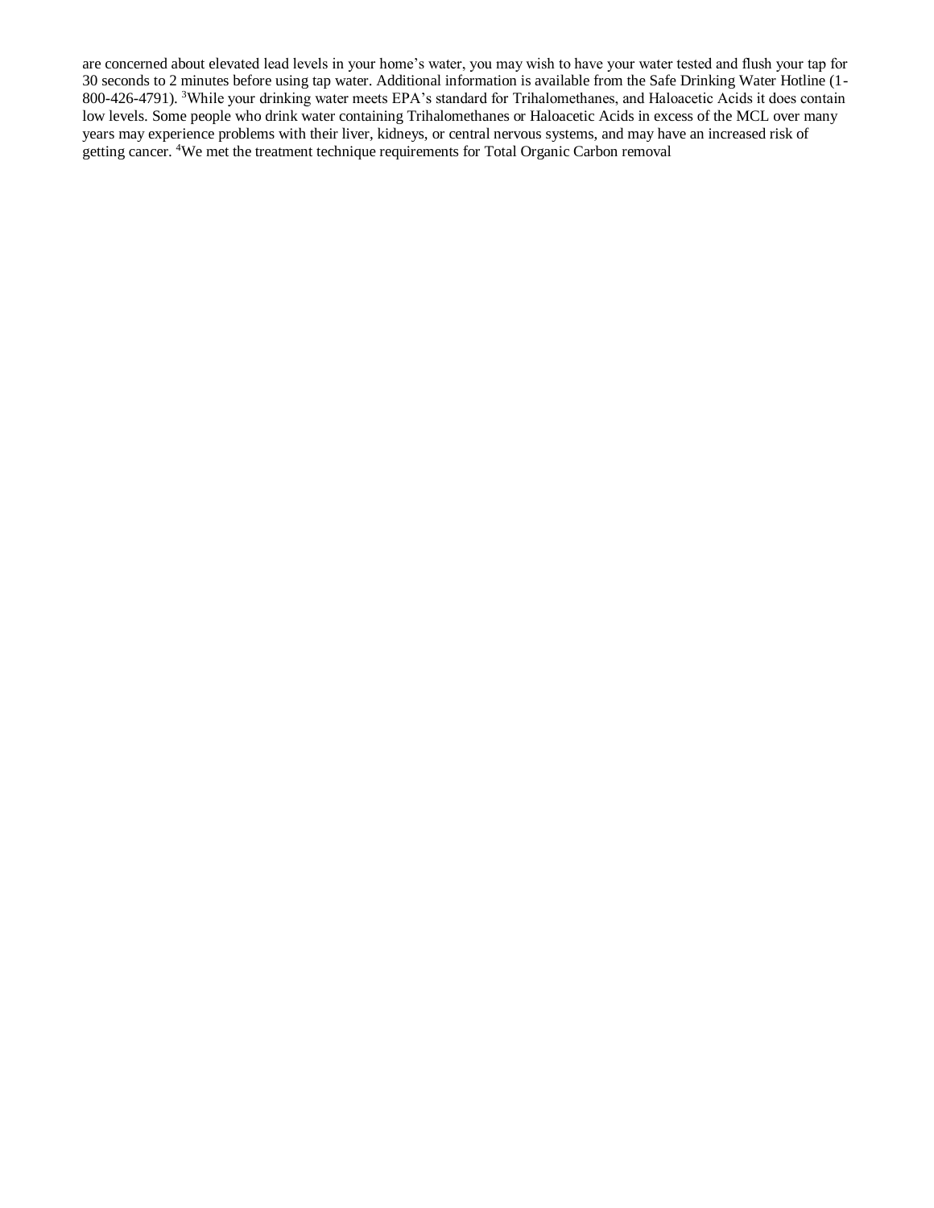are concerned about elevated lead levels in your home's water, you may wish to have your water tested and flush your tap for 30 seconds to 2 minutes before using tap water. Additional information is available from the Safe Drinking Water Hotline (1-800-426-4791). [3]While your drinking water meets EPA's standard for Trihalomethanes, and Haloacetic Acids it does contain low levels. Some people who drink water containing Trihalomethanes or Haloacetic Acids in excess of the MCL over many years may experience problems with their liver, kidneys, or central nervous systems, and may have an increased risk of getting cancer. [4]We met the treatment technique requirements for Total Organic Carbon removal